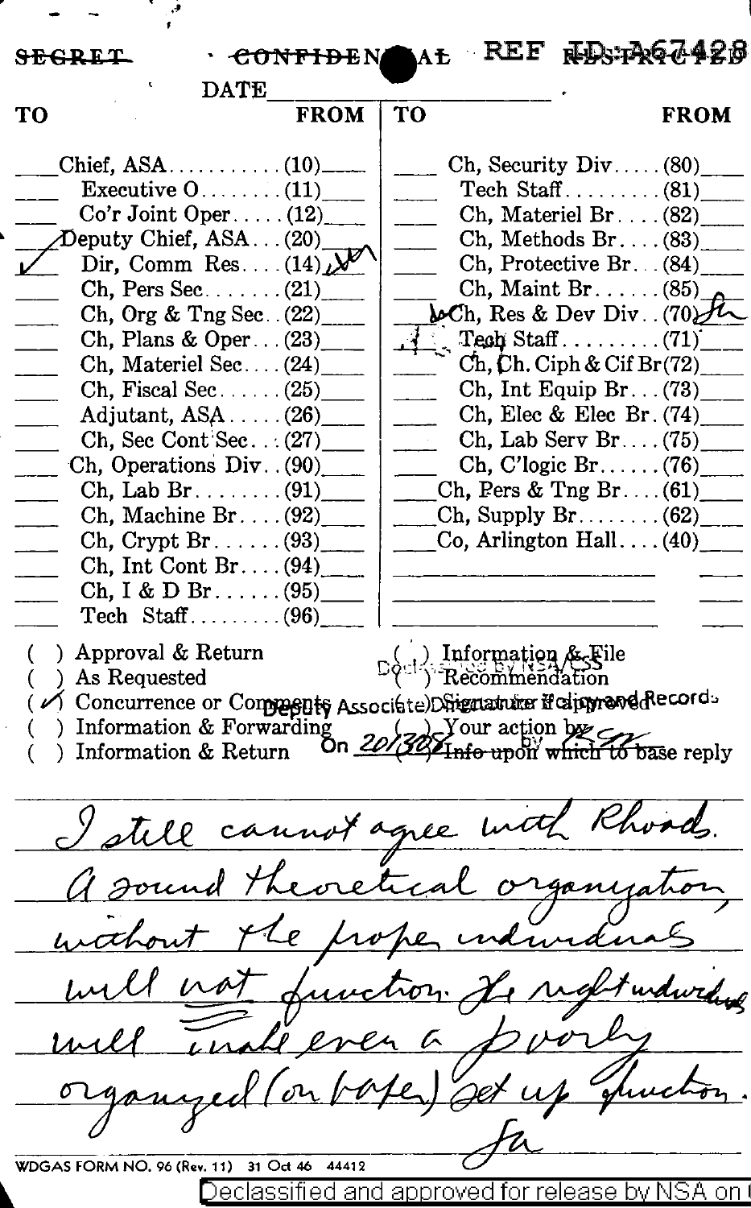SECRET ~~CONFIDENTIAL~~ REF ID:A67428 ~~RESTRICTED~~

DATE ______________

| TO | | FROM | TO | | FROM |
|---|---|---|---|---|---|
| | Chief, ASA..........(10) | | | Ch, Security Div.....(80) | |
| | Executive O........(11) | | | Tech Staff.........(81) | |
| | Co'r Joint Oper.....(12) | | | Ch, Materiel Br....(82) | |
| | Deputy Chief, ASA...(20) | | | Ch, Methods Br....(83) | |
| ✓ | Dir, Comm Res....(14) | WF | | Ch, Protective Br...(84) | |
| | Ch, Pers Sec........(21) | | | Ch, Maint Br......(85) | |
| | Ch, Org & Tng Sec..(22) | | ✓ | Ch, Res & Dev Div..(70) | Sh |
| | Ch, Plans & Oper...(23) | | | Tech Staff.........(71) | |
| | Ch, Materiel Sec....(24) | | | Ch, Ch. Ciph & Cif Br(72) | |
| | Ch, Fiscal Sec......(25) | | | Ch, Int Equip Br...(73) | |
| | Adjutant, ASA.....(26) | | | Ch, Elec & Elec Br.(74) | |
| | Ch, Sec Cont Sec...(27) | | | Ch, Lab Serv Br....(75) | |
| | Ch, Operations Div..(90) | | | Ch, C'logic Br......(76) | |
| | Ch, Lab Br........(91) | | | Ch, Pers & Tng Br....(61) | |
| | Ch, Machine Br....(92) | | | Ch, Supply Br........(62) | |
| | Ch, Crypt Br......(93) | | | Co, Arlington Hall....(40) | |
| | Ch, Int Cont Br....(94) | | | | |
| | Ch, I & D Br......(95) | | | | |
| | Tech Staff.........(96) | | | | |

( ) Approval & Return
( ) As Requested
(✓) Concurrence or Comments
( ) Information & Forwarding
( ) Information & Return

( ) Information & File
( ) Recommendation
( ) Signature if approved
( ) Your action by ______
( ) Info upon which to base reply

Declassified by NSA/CSS Deputy Associate Director for Policy and Records On 20130827 by ______

I still cannot agree with Rhoads. A sound theoretical organization without the proper individuals will not function. The right individuals will make even a poorly organized (on paper) set up function.

Fa

WDGAS FORM NO. 96 (Rev. 11) 31 Oct 46 44412

Declassified and approved for release by NSA on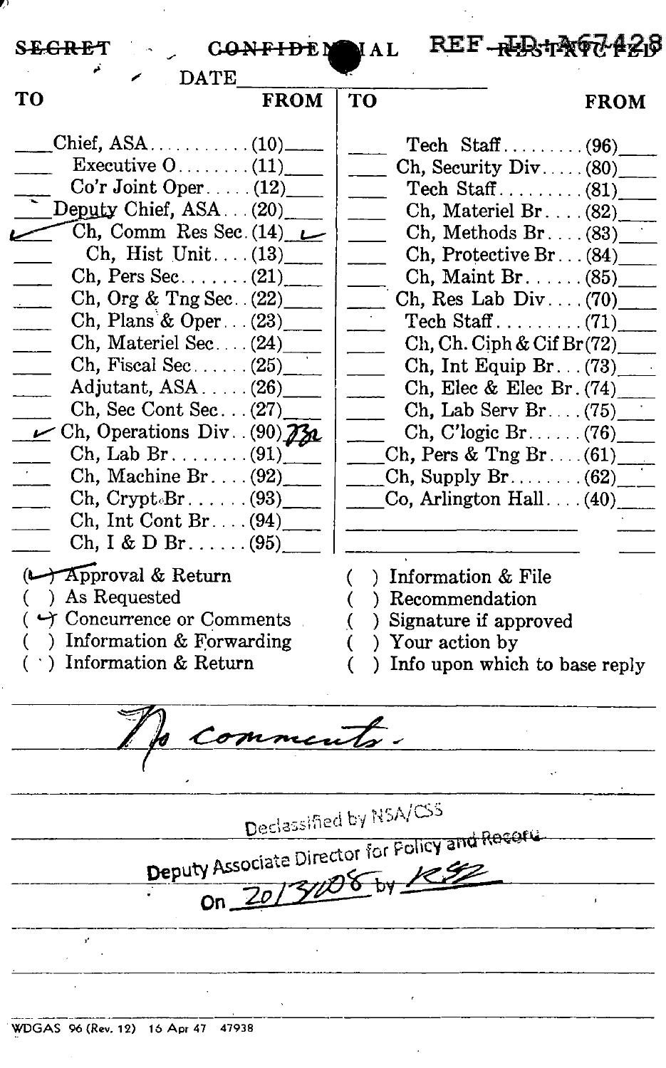~~SECRET~~ ~~CONFIDENTIAL~~ REF ID:A67428 ~~RESTRICTED~~

DATE ____________

| TO | | FROM | TO | | FROM |
|---|---|---|---|---|---|
| | Chief, ASA........... (10) | | | Tech Staff......... (96) | |
| | Executive O........ (11) | | | Ch, Security Div..... (80) | |
| | Co'r Joint Oper..... (12) | | | Tech Staff......... (81) | |
| | Deputy Chief, ASA... (20) | | | Ch, Materiel Br.... (82) | |
| ✓ | Ch, Comm Res Sec. (14) | ✓ | | Ch, Methods Br.... (83) | |
| | Ch, Hist Unit.... (13) | | | Ch, Protective Br... (84) | |
| | Ch, Pers Sec....... (21) | | | Ch, Maint Br...... (85) | |
| | Ch, Org & Tng Sec.. (22) | | | Ch, Res Lab Div.... (70) | |
| | Ch, Plans & Oper... (23) | | | Tech Staff......... (71) | |
| | Ch, Materiel Sec.... (24) | | | Ch, Ch. Ciph & Cif Br (72) | |
| | Ch, Fiscal Sec...... (25) | | | Ch, Int Equip Br... (73) | |
| | Adjutant, ASA..... (26) | | | Ch, Elec & Elec Br. (74) | |
| | Ch, Sec Cont Sec... (27) | | | Ch, Lab Serv Br.... (75) | |
| ✓ | Ch, Operations Div.. (90) | TBR | | Ch, C'logic Br...... (76) | |
| | Ch, Lab Br........ (91) | | | Ch, Pers & Tng Br.... (61) | |
| | Ch, Machine Br.... (92) | | | Ch, Supply Br........ (62) | |
| | Ch, Crypt Br...... (93) | | | Co, Arlington Hall.... (40) | |
| | Ch, Int Cont Br.... (94) | | | | |
| | Ch, I & D Br...... (95) | | | | |

(✓) Approval & Return
( ) As Requested
(✓) Concurrence or Comments
( ) Information & Forwarding
( ) Information & Return
( ) Information & File
( ) Recommendation
( ) Signature if approved
( ) Your action by
( ) Info upon which to base reply

No comments.

Declassified by NSA/CSS
Deputy Associate Director for Policy and Records
On 20130806 by RSP

WDGAS 96 (Rev. 12) 16 Apr 47 47938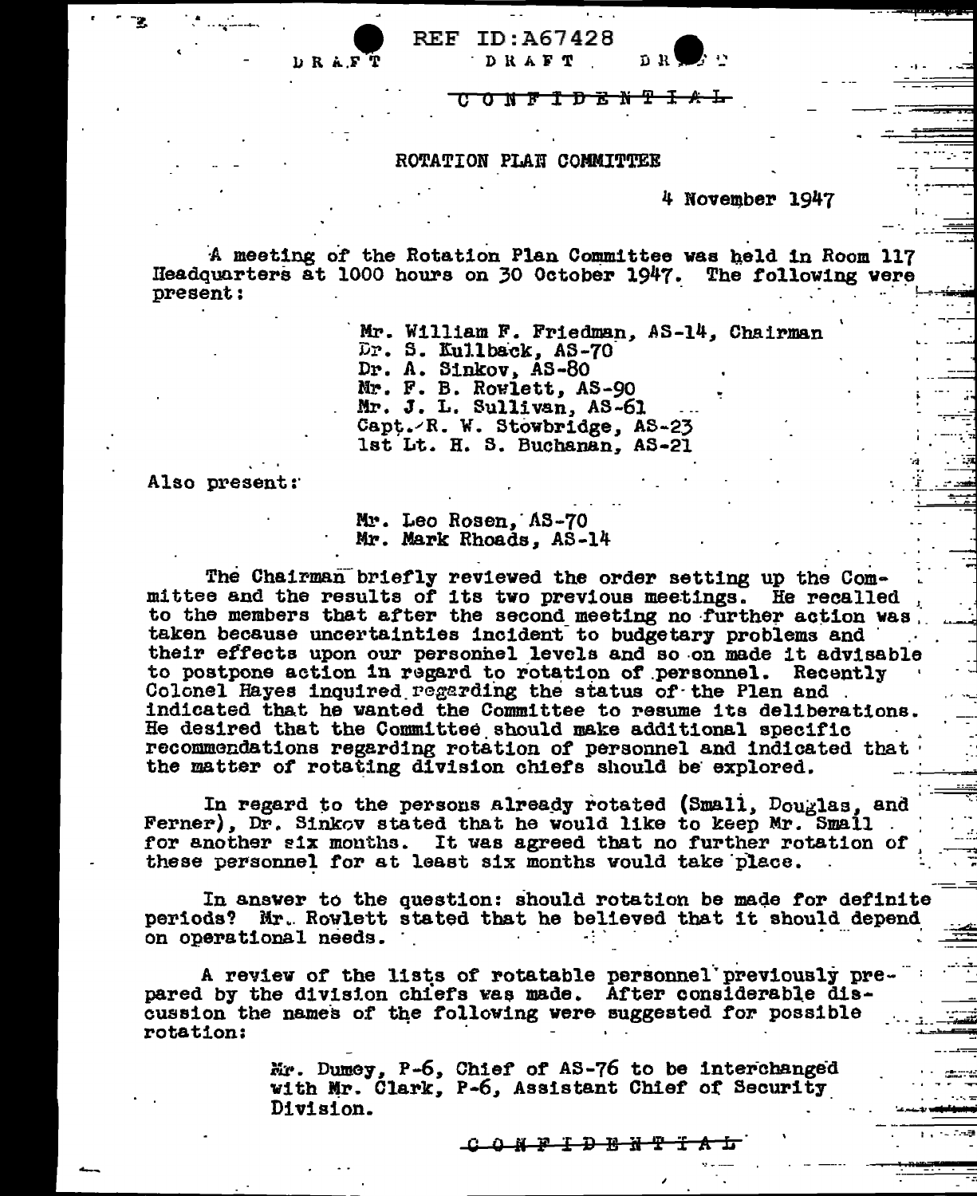REF ID:A67428

DRAFT DRAFT DRAFT

CONFIDENTIAL

ROTATION PLAN COMMITTEE

4 November 1947

A meeting of the Rotation Plan Committee was held in Room 117 Headquarters at 1000 hours on 30 October 1947. The following were present:

> Mr. William F. Friedman, AS-14, Chairman
> Dr. S. Kullback, AS-70
> Dr. A. Sinkov, AS-80
> Mr. F. B. Rowlett, AS-90
> Mr. J. L. Sullivan, AS-61
> Capt. R. W. Stowbridge, AS-23
> 1st Lt. H. S. Buchanan, AS-21

Also present:

> Mr. Leo Rosen, AS-70
> Mr. Mark Rhoads, AS-14

The Chairman briefly reviewed the order setting up the Committee and the results of its two previous meetings. He recalled to the members that after the second meeting no further action was taken because uncertainties incident to budgetary problems and their effects upon our personnel levels and so on made it advisable to postpone action in regard to rotation of personnel. Recently Colonel Hayes inquired regarding the status of the Plan and indicated that he wanted the Committee to resume its deliberations. He desired that the Committee should make additional specific recommendations regarding rotation of personnel and indicated that the matter of rotating division chiefs should be explored.

In regard to the persons already rotated (Small, Douglas, and Ferner), Dr. Sinkov stated that he would like to keep Mr. Small for another six months. It was agreed that no further rotation of these personnel for at least six months would take place.

In answer to the question: should rotation be made for definite periods? Mr. Rowlett stated that he believed that it should depend on operational needs.

A review of the lists of rotatable personnel previously prepared by the division chiefs was made. After considerable discussion the names of the following were suggested for possible rotation:

> Mr. Dumey, P-6, Chief of AS-76 to be interchanged with Mr. Clark, P-6, Assistant Chief of Security Division.

CONFIDENTIAL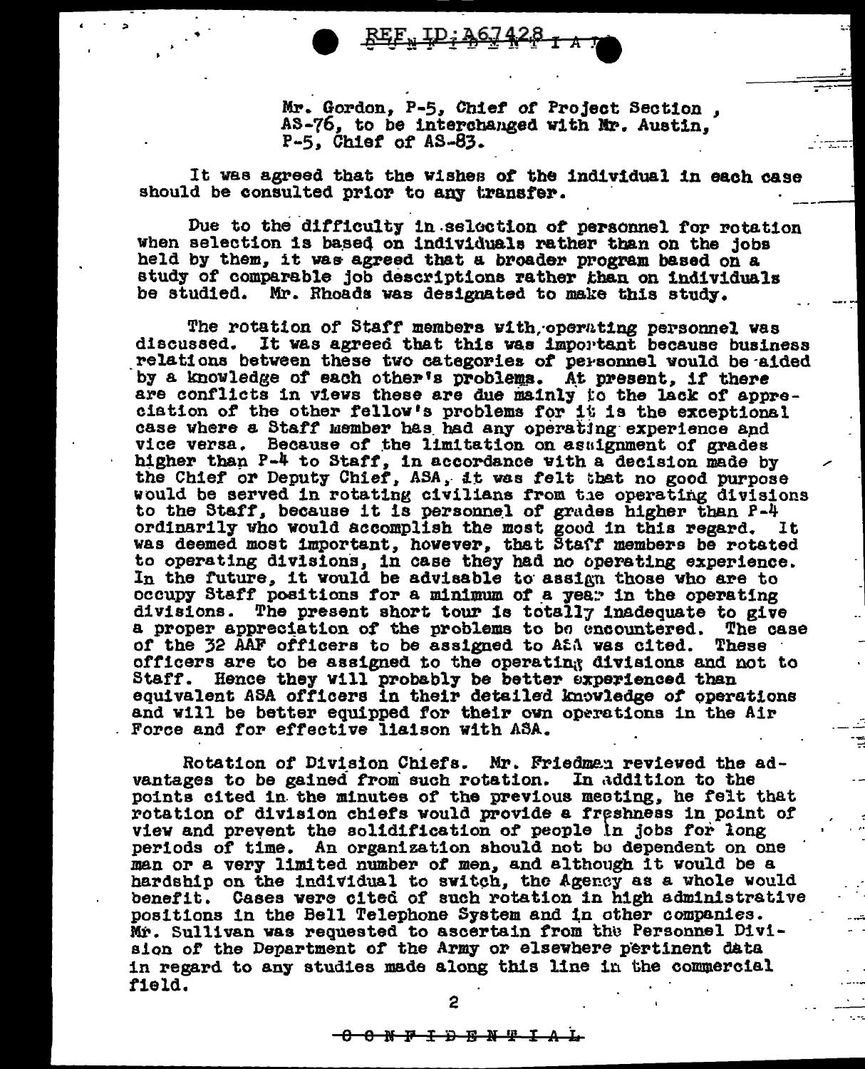Mr. Gordon, P-5, Chief of Project Section, AS-76, to be interchanged with Mr. Austin, P-5, Chief of AS-83.

It was agreed that the wishes of the individual in each case should be consulted prior to any transfer.

Due to the difficulty in selection of personnel for rotation when selection is based on individuals rather than on the jobs held by them, it was agreed that a broader program based on a study of comparable job descriptions rather than on individuals be studied. Mr. Rhoads was designated to make this study.

The rotation of Staff members with operating personnel was discussed. It was agreed that this was important because business relations between these two categories of personnel would be aided by a knowledge of each other's problems. At present, if there are conflicts in views these are due mainly to the lack of appreciation of the other fellow's problems for it is the exceptional case where a Staff member has had any operating experience and vice versa. Because of the limitation on assignment of grades higher than P-4 to Staff, in accordance with a decision made by the Chief or Deputy Chief, ASA, it was felt that no good purpose would be served in rotating civilians from the operating divisions to the Staff, because it is personnel of grades higher than P-4 ordinarily who would accomplish the most good in this regard. It was deemed most important, however, that Staff members be rotated to operating divisions, in case they had no operating experience. In the future, it would be advisable to assign those who are to occupy Staff positions for a minimum of a year in the operating divisions. The present short tour is totally inadequate to give a proper appreciation of the problems to be encountered. The case of the 32 AAF officers to be assigned to ASA was cited. These officers are to be assigned to the operating divisions and not to Staff. Hence they will probably be better experienced than equivalent ASA officers in their detailed knowledge of operations and will be better equipped for their own operations in the Air Force and for effective liaison with ASA.

Rotation of Division Chiefs. Mr. Friedman reviewed the advantages to be gained from such rotation. In addition to the points cited in the minutes of the previous meeting, he felt that rotation of division chiefs would provide a freshness in point of view and prevent the solidification of people in jobs for long periods of time. An organization should not be dependent on one man or a very limited number of men, and although it would be a hardship on the individual to switch, the Agency as a whole would benefit. Cases were cited of such rotation in high administrative positions in the Bell Telephone System and in other companies. Mr. Sullivan was requested to ascertain from the Personnel Division of the Department of the Army or elsewhere pertinent data in regard to any studies made along this line in the commercial field.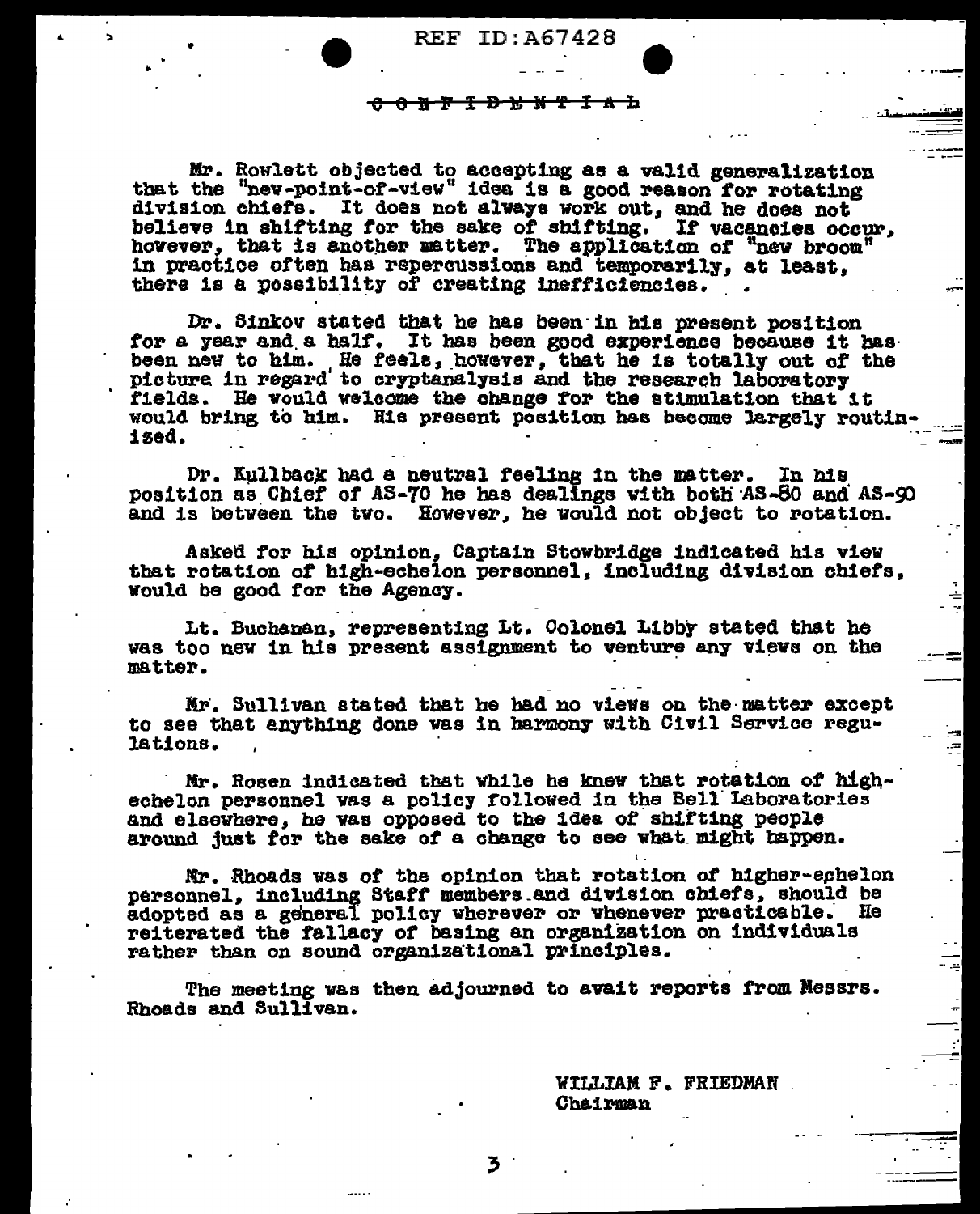~~CONFIDENTIAL~~

Mr. Rowlett objected to accepting as a valid generalization that the "new-point-of-view" idea is a good reason for rotating division chiefs. It does not always work out, and he does not believe in shifting for the sake of shifting. If vacancies occur, however, that is another matter. The application of "new broom" in practice often has repercussions and temporarily, at least, there is a possibility of creating inefficiencies.

Dr. Sinkov stated that he has been in his present position for a year and a half. It has been good experience because it has been new to him. He feels, however, that he is totally out of the picture in regard to cryptanalysis and the research laboratory fields. He would welcome the change for the stimulation that it would bring to him. His present position has become largely routinized.

Dr. Kullback had a neutral feeling in the matter. In his position as Chief of AS-70 he has dealings with both AS-80 and AS-90 and is between the two. However, he would not object to rotation.

Asked for his opinion, Captain Stowbridge indicated his view that rotation of high-echelon personnel, including division chiefs, would be good for the Agency.

Lt. Buchanan, representing Lt. Colonel Libby stated that he was too new in his present assignment to venture any views on the matter.

Mr. Sullivan stated that he had no views on the matter except to see that anything done was in harmony with Civil Service regulations.

Mr. Rosen indicated that while he knew that rotation of high-echelon personnel was a policy followed in the Bell Laboratories and elsewhere, he was opposed to the idea of shifting people around just for the sake of a change to see what might happen.

Mr. Rhoads was of the opinion that rotation of higher-echelon personnel, including Staff members and division chiefs, should be adopted as a general policy wherever or whenever practicable. He reiterated the fallacy of basing an organization on individuals rather than on sound organizational principles.

The meeting was then adjourned to await reports from Messrs. Rhoads and Sullivan.

WILLIAM F. FRIEDMAN
Chairman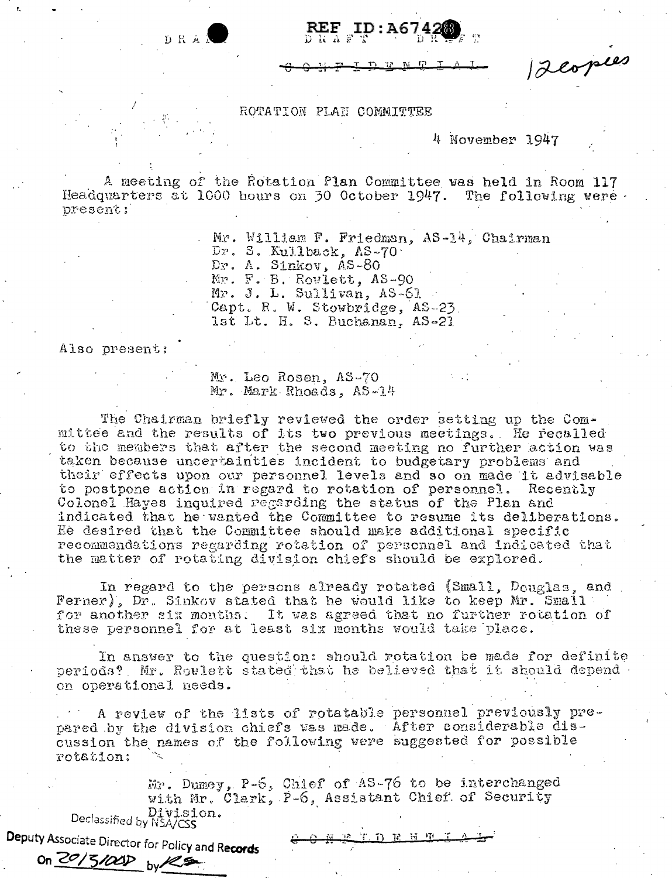DRAFT REF ID:A67428 DRAFT DRAFT

~~CONFIDENTIAL~~ 12 copies

ROTATION PLAN COMMITTEE

4 November 1947

A meeting of the Rotation Plan Committee was held in Room 117 Headquarters at 1000 hours on 30 October 1947. The following were present:

> Mr. William F. Friedman, AS-14, Chairman
> Dr. S. Kullback, AS-70
> Dr. A. Sinkov, AS-80
> Mr. F. B. Rowlett, AS-90
> Mr. J. L. Sullivan, AS-61
> Capt. R. W. Stowbridge, AS-23
> 1st Lt. H. S. Buchanan, AS-21

Also present:

> Mr. Leo Rosen, AS-70
> Mr. Mark Rhoads, AS-14

The Chairman briefly reviewed the order setting up the Committee and the results of its two previous meetings. He recalled to the members that after the second meeting no further action was taken because uncertainties incident to budgetary problems and their effects upon our personnel levels and so on made it advisable to postpone action in regard to rotation of personnel. Recently Colonel Hayes inquired regarding the status of the Plan and indicated that he wanted the Committee to resume its deliberations. He desired that the Committee should make additional specific recommendations regarding rotation of personnel and indicated that the matter of rotating division chiefs should be explored.

In regard to the persons already rotated (Small, Douglas, and Ferner), Dr. Sinkov stated that he would like to keep Mr. Small for another six months. It was agreed that no further rotation of these personnel for at least six months would take place.

In answer to the question: should rotation be made for definite periods? Mr. Rowlett stated that he believed that it should depend on operational needs.

A review of the lists of rotatable personnel previously prepared by the division chiefs was made. After considerable discussion the names of the following were suggested for possible rotation:

> Mr. Dumey, P-6, Chief of AS-76 to be interchanged with Mr. Clark, P-6, Assistant Chief of Security Division.

Declassified by NSA/CSS
Deputy Associate Director for Policy and Records
On 20/3/2009 by RS

~~CONFIDENTIAL~~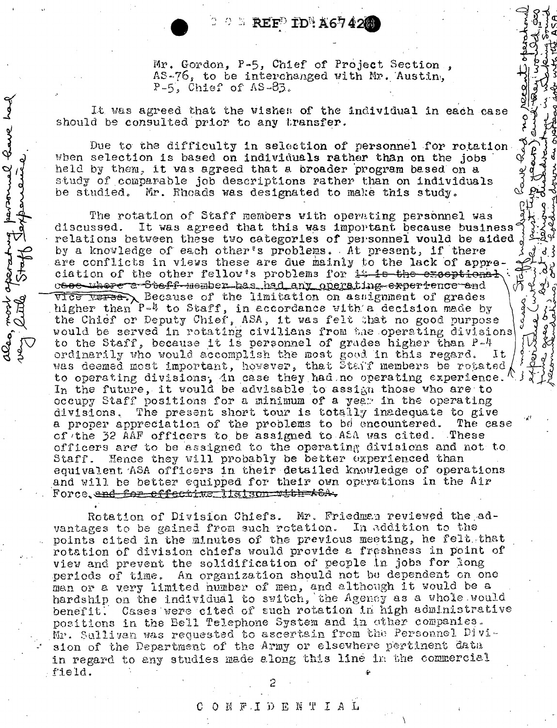Mr. Gordon, P-5, Chief of Project Section, AS-76, to be interchanged with Mr. Austin, P-5, Chief of AS-83.

It was agreed that the wishes of the individual in each case should be consulted prior to any transfer.

Due to the difficulty in selection of personnel for rotation when selection is based on individuals rather than on the jobs held by them, it was agreed that a broader program based on a study of comparable job descriptions rather than on individuals be studied. Mr. Rhoads was designated to make this study.

The rotation of Staff members with operating personnel was discussed. It was agreed that this was important because business relations between these two categories of personnel would be aided by a knowledge of each other's problems. At present, if there are conflicts in views these are due mainly to the lack of appreciation of the other fellow's problems for ~~it is the exceptional case where a Staff member has had any operating experience and vice versa.~~ *[handwritten insertion, left margin: also, most operating personnel have had very little Staff experience]* *[handwritten insertion, right margin: in many cases Staff members have had no recent operational experience (within the past two years) and they would, as time goes on, be at a serious disadvantage in working out recommendations, or in following down an overseas job with the ASA.]* Because of the limitation on assignment of grades higher than P-4 to Staff, in accordance with a decision made by the Chief or Deputy Chief, ASA, it was felt that no good purpose would be served in rotating civilians from the operating divisions to the Staff, because it is personnel of grades higher than P-4 ordinarily who would accomplish the most good in this regard. It was deemed most important, however, that Staff members be rotated to operating divisions, in case they had no operating experience. In the future, it would be advisable to assign those who are to occupy Staff positions for a minimum of a year in the operating divisions. The present short tour is totally inadequate to give a proper appreciation of the problems to be encountered. The case of the 32 AAF officers to be assigned to ASA was cited. These officers are to be assigned to the operating divisions and not to Staff. Hence they will probably be better experienced than equivalent ASA officers in their detailed knowledge of operations and will be better equipped for their own operations in the Air Force~~, and for effective liaison with ASA~~.

Rotation of Division Chiefs. Mr. Friedman reviewed the advantages to be gained from such rotation. In addition to the points cited in the minutes of the previous meeting, he felt that rotation of division chiefs would provide a freshness in point of view and prevent the solidification of people in jobs for long periods of time. An organization should not be dependent on one man or a very limited number of men, and although it would be a hardship on the individual to switch, the Agency as a whole would benefit. Cases were cited of such rotation in high administrative positions in the Bell Telephone System and in other companies. Mr. Sullivan was requested to ascertain from the Personnel Division of the Department of the Army or elsewhere pertinent data in regard to any studies made along this line in the commercial field.

CONFIDENTIAL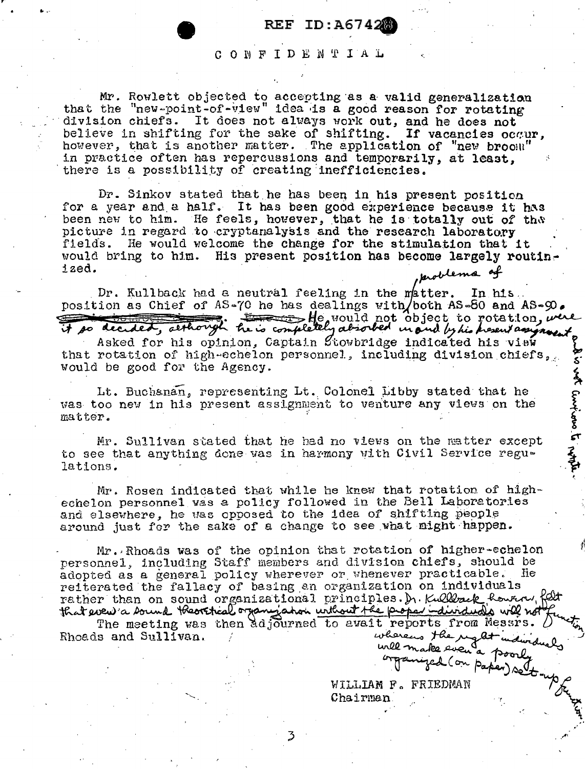REF ID:A67428

CONFIDENTIAL

Mr. Rowlett objected to accepting as a valid generalization that the "new-point-of-view" idea is a good reason for rotating division chiefs. It does not always work out, and he does not believe in shifting for the sake of shifting. If vacancies occur, however, that is another matter. The application of "new broom" in practice often has repercussions and temporarily, at least, there is a possibility of creating inefficiencies.

Dr. Sinkov stated that he has been in his present position for a year and a half. It has been good experience because it has been new to him. He feels, however, that he is totally out of the picture in regard to cryptanalysis and the research laboratory fields. He would welcome the change for the stimulation that it would bring to him. His present position has become largely routinized.

Dr. Kullback had a neutral feeling in the matter. In his position as Chief of AS-70 he has dealings with problems of both AS-80 and AS-90. ~~[struck out]~~. ~~[struck out]~~ He would not object to rotation, were it so decided, although he is completely absorbed in and by his present assignment and is not anxious to rotate.

Asked for his opinion, Captain Stowbridge indicated his view that rotation of high-echelon personnel, including division chiefs, would be good for the Agency.

Lt. Buchanan, representing Lt. Colonel Libby stated that he was too new in his present assignment to venture any views on the matter.

Mr. Sullivan stated that he had no views on the matter except to see that anything done was in harmony with Civil Service regulations.

Mr. Rosen indicated that while he knew that rotation of high-echelon personnel was a policy followed in the Bell Laboratories and elsewhere, he was opposed to the idea of shifting people around just for the sake of a change to see what might happen.

Mr. Rhoads was of the opinion that rotation of higher-echelon personnel, including Staff members and division chiefs, should be adopted as a general policy wherever or whenever practicable. He reiterated the fallacy of basing an organization on individuals rather than on sound organizational principles. Dr. Kullback, however, felt that even a sound theoretical organization without the proper individuals will not function whereas the right individuals will make even a poorly organized (on paper) set-up function.

The meeting was then adjourned to await reports from Messrs. Rhoads and Sullivan.

WILLIAM F. FRIEDMAN
Chairman